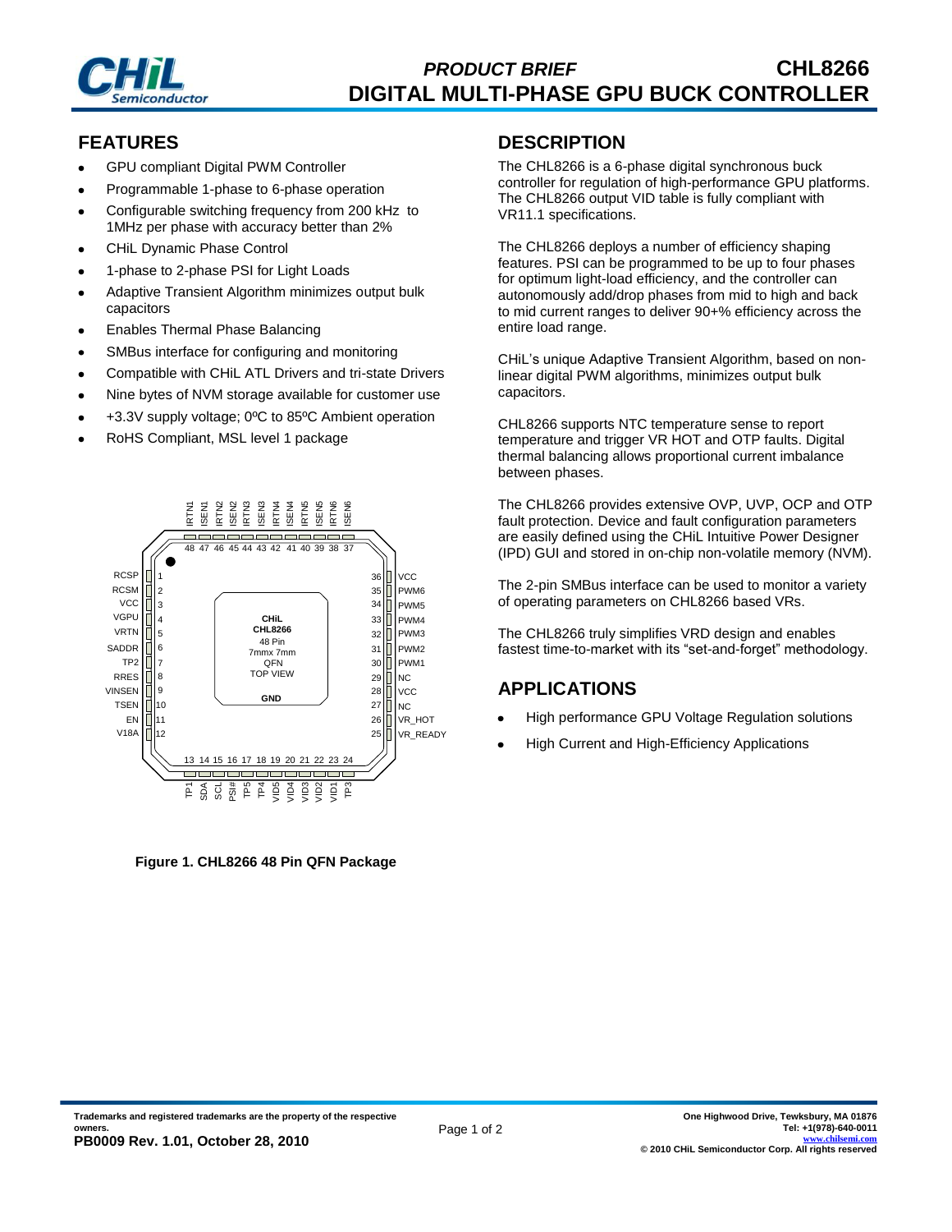# *PRODUCT BRIEF* CHL8266
# DIGITAL MULTI-PHASE GPU BUCK CONTROLLER

## FEATURES

- GPU compliant Digital PWM Controller
- Programmable 1-phase to 6-phase operation
- Configurable switching frequency from 200 kHz to 1MHz per phase with accuracy better than 2%
- CHiL Dynamic Phase Control
- 1-phase to 2-phase PSI for Light Loads
- Adaptive Transient Algorithm minimizes output bulk capacitors
- Enables Thermal Phase Balancing
- SMBus interface for configuring and monitoring
- Compatible with CHiL ATL Drivers and tri-state Drivers
- Nine bytes of NVM storage available for customer use
- +3.3V supply voltage; 0ºC to 85ºC Ambient operation
- RoHS Compliant, MSL level 1 package

**Figure 1. CHL8266 48 Pin QFN Package**

## DESCRIPTION

The CHL8266 is a 6-phase digital synchronous buck controller for regulation of high-performance GPU platforms. The CHL8266 output VID table is fully compliant with VR11.1 specifications.

The CHL8266 deploys a number of efficiency shaping features. PSI can be programmed to be up to four phases for optimum light-load efficiency, and the controller can autonomously add/drop phases from mid to high and back to mid current ranges to deliver 90+% efficiency across the entire load range.

CHiL's unique Adaptive Transient Algorithm, based on non-linear digital PWM algorithms, minimizes output bulk capacitors.

CHL8266 supports NTC temperature sense to report temperature and trigger VR HOT and OTP faults. Digital thermal balancing allows proportional current imbalance between phases.

The CHL8266 provides extensive OVP, UVP, OCP and OTP fault protection. Device and fault configuration parameters are easily defined using the CHiL Intuitive Power Designer (IPD) GUI and stored in on-chip non-volatile memory (NVM).

The 2-pin SMBus interface can be used to monitor a variety of operating parameters on CHL8266 based VRs.

The CHL8266 truly simplifies VRD design and enables fastest time-to-market with its "set-and-forget" methodology.

## APPLICATIONS

- High performance GPU Voltage Regulation solutions
- High Current and High-Efficiency Applications

Trademarks and registered trademarks are the property of the respective owners.

**PB0009 Rev. 1.01, October 28, 2010**

One Highwood Drive, Tewksbury, MA 01876
Tel: +1(978)-640-0011
www.chilsemi.com
© 2010 CHiL Semiconductor Corp. All rights reserved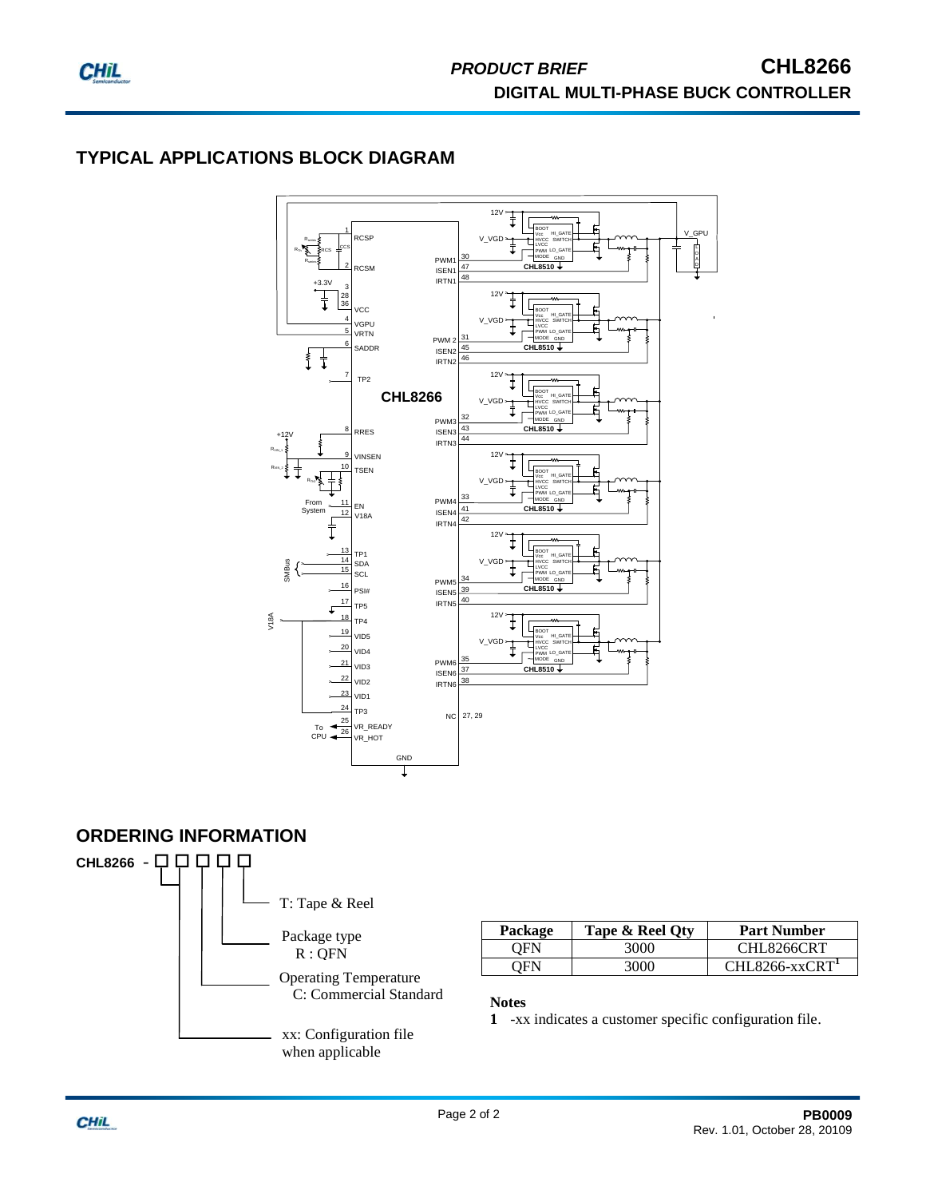## TYPICAL APPLICATIONS BLOCK DIAGRAM

## ORDERING INFORMATION

CHL8266 - □ □ □ □ □

- T: Tape & Reel
- Package type
  R : QFN
- Operating Temperature
  C: Commercial Standard
- xx: Configuration file
  when applicable

| Package | Tape & Reel Qty | Part Number |
|---|---|---|
| QFN | 3000 | CHL8266CRT |
| QFN | 3000 | CHL8266-xxCRT[1] |

**Notes**

**1** -xx indicates a customer specific configuration file.